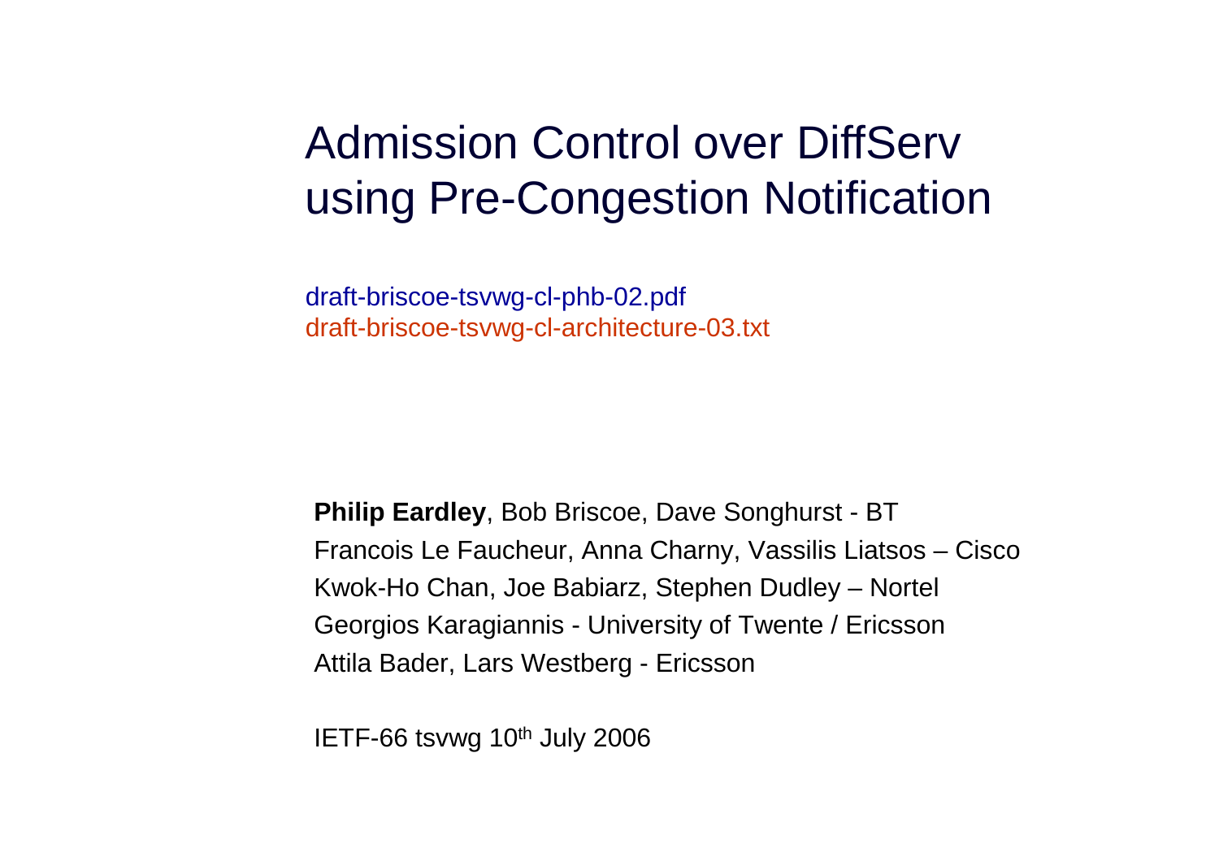# Admission Control over DiffServ using Pre-Congestion Notification

draft-briscoe-tsvwg-cl-phb-02.pdf
draft-briscoe-tsvwg-cl-architecture-03.txt

**Philip Eardley**, Bob Briscoe, Dave Songhurst - BT
Francois Le Faucheur, Anna Charny, Vassilis Liatsos – Cisco
Kwok-Ho Chan, Joe Babiarz, Stephen Dudley – Nortel
Georgios Karagiannis - University of Twente / Ericsson
Attila Bader, Lars Westberg - Ericsson

IETF-66 tsvwg 10th July 2006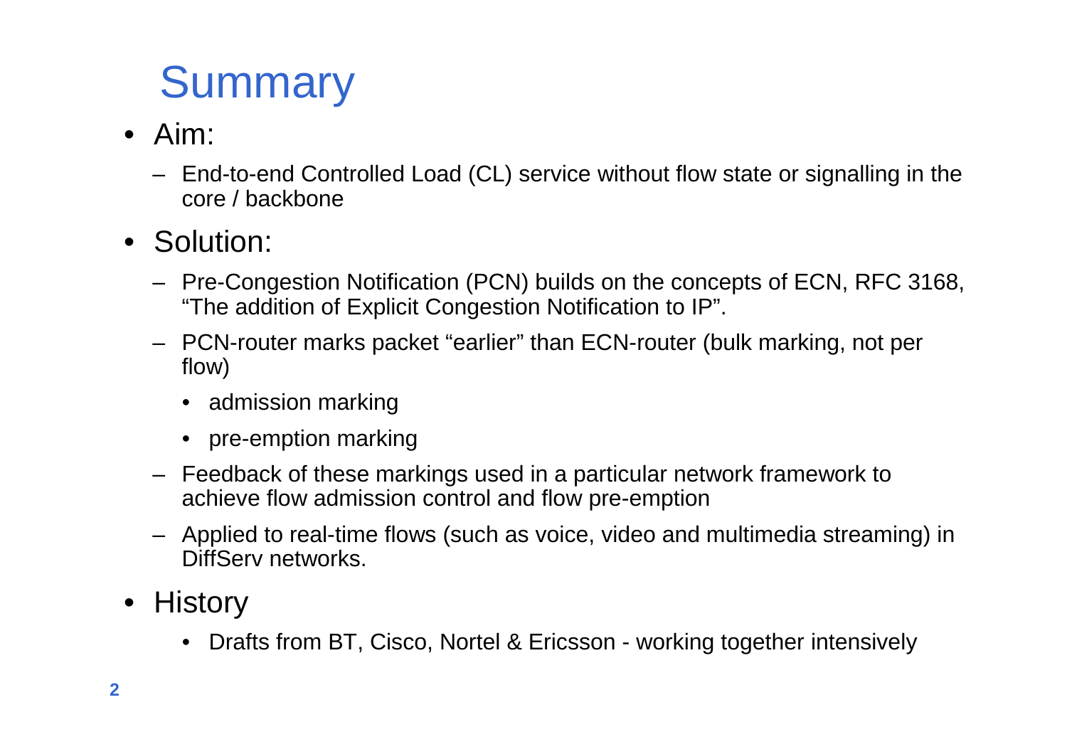# Summary

- Aim:
  - End-to-end Controlled Load (CL) service without flow state or signalling in the core / backbone
- Solution:
  - Pre-Congestion Notification (PCN) builds on the concepts of ECN, RFC 3168, “The addition of Explicit Congestion Notification to IP”.
  - PCN-router marks packet “earlier” than ECN-router (bulk marking, not per flow)
    - admission marking
    - pre-emption marking
  - Feedback of these markings used in a particular network framework to achieve flow admission control and flow pre-emption
  - Applied to real-time flows (such as voice, video and multimedia streaming) in DiffServ networks.
- History
  - Drafts from BT, Cisco, Nortel & Ericsson - working together intensively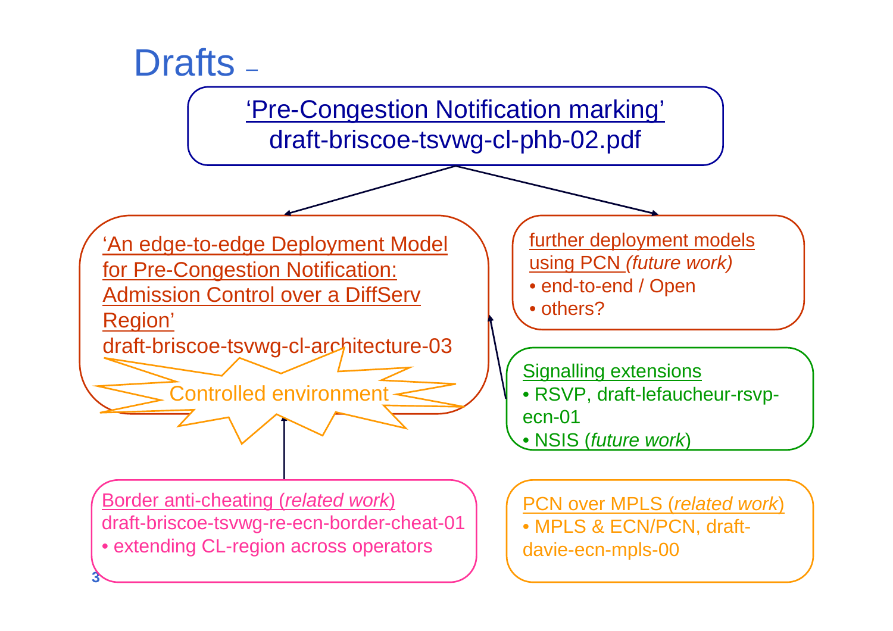# Drafts –

'Pre-Congestion Notification marking'
draft-briscoe-tsvwg-cl-phb-02.pdf

'An edge-to-edge Deployment Model for Pre-Congestion Notification: Admission Control over a DiffServ Region'
draft-briscoe-tsvwg-cl-architecture-03

Controlled environment

further deployment models using PCN *(future work)*
- end-to-end / Open
- others?

Signalling extensions
- RSVP, draft-lefaucheur-rsvp-ecn-01
- NSIS (*future work*)

Border anti-cheating (*related work*)
draft-briscoe-tsvwg-re-ecn-border-cheat-01
- extending CL-region across operators

PCN over MPLS (*related work*)
- MPLS & ECN/PCN, draft-davie-ecn-mpls-00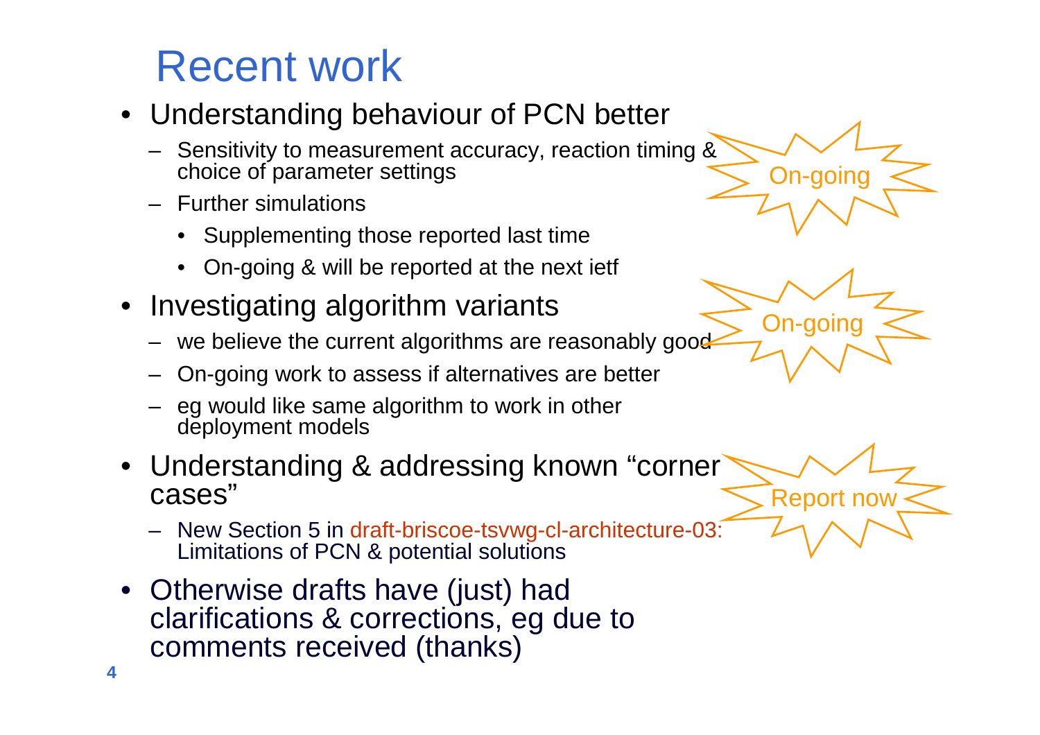# Recent work

- Understanding behaviour of PCN better
  - Sensitivity to measurement accuracy, reaction timing & choice of parameter settings
  - Further simulations
    - Supplementing those reported last time
    - On-going & will be reported at the next ietf

On-going

- Investigating algorithm variants
  - we believe the current algorithms are reasonably good
  - On-going work to assess if alternatives are better
  - eg would like same algorithm to work in other deployment models

On-going

- Understanding & addressing known "corner cases"
  - New Section 5 in draft-briscoe-tsvwg-cl-architecture-03: Limitations of PCN & potential solutions

Report now

- Otherwise drafts have (just) had clarifications & corrections, eg due to comments received (thanks)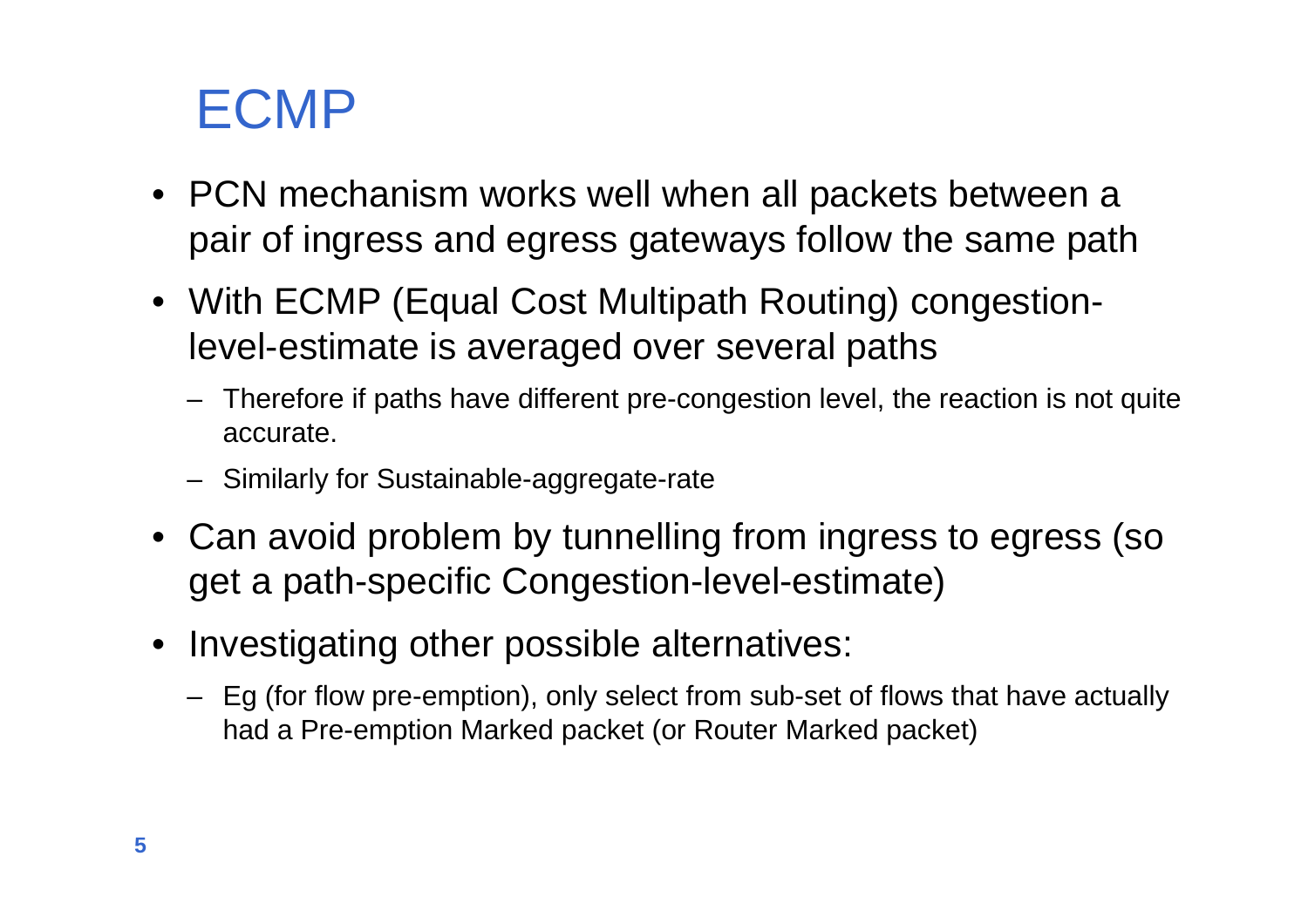# ECMP

- PCN mechanism works well when all packets between a pair of ingress and egress gateways follow the same path
- With ECMP (Equal Cost Multipath Routing) congestion-level-estimate is averaged over several paths
  - Therefore if paths have different pre-congestion level, the reaction is not quite accurate.
  - Similarly for Sustainable-aggregate-rate
- Can avoid problem by tunnelling from ingress to egress (so get a path-specific Congestion-level-estimate)
- Investigating other possible alternatives:
  - Eg (for flow pre-emption), only select from sub-set of flows that have actually had a Pre-emption Marked packet (or Router Marked packet)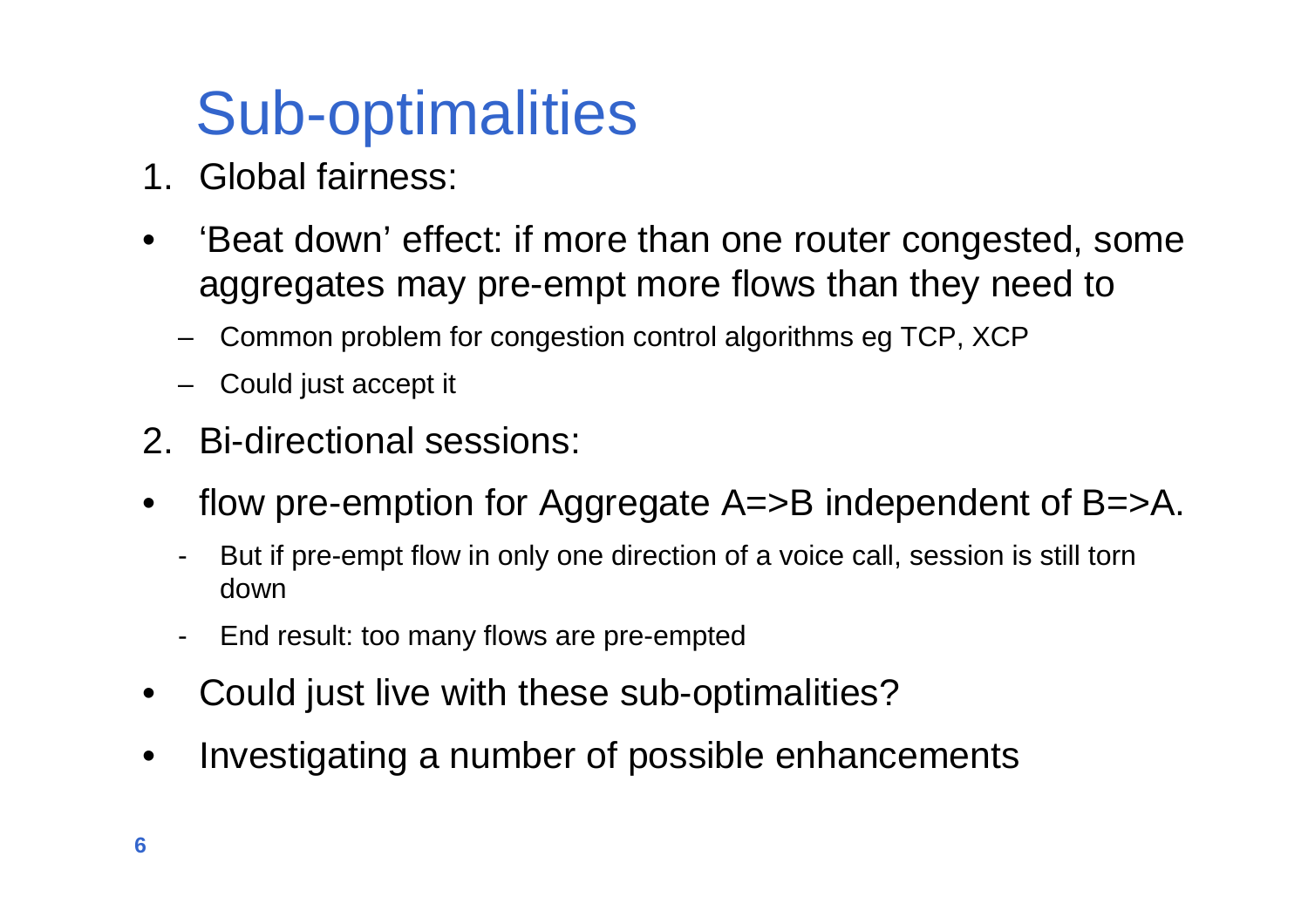# Sub-optimalities

1. Global fairness:

- 'Beat down' effect: if more than one router congested, some aggregates may pre-empt more flows than they need to
  - Common problem for congestion control algorithms eg TCP, XCP
  - Could just accept it

2. Bi-directional sessions:

- flow pre-emption for Aggregate A=>B independent of B=>A.
  - But if pre-empt flow in only one direction of a voice call, session is still torn down
  - End result: too many flows are pre-empted
- Could just live with these sub-optimalities?
- Investigating a number of possible enhancements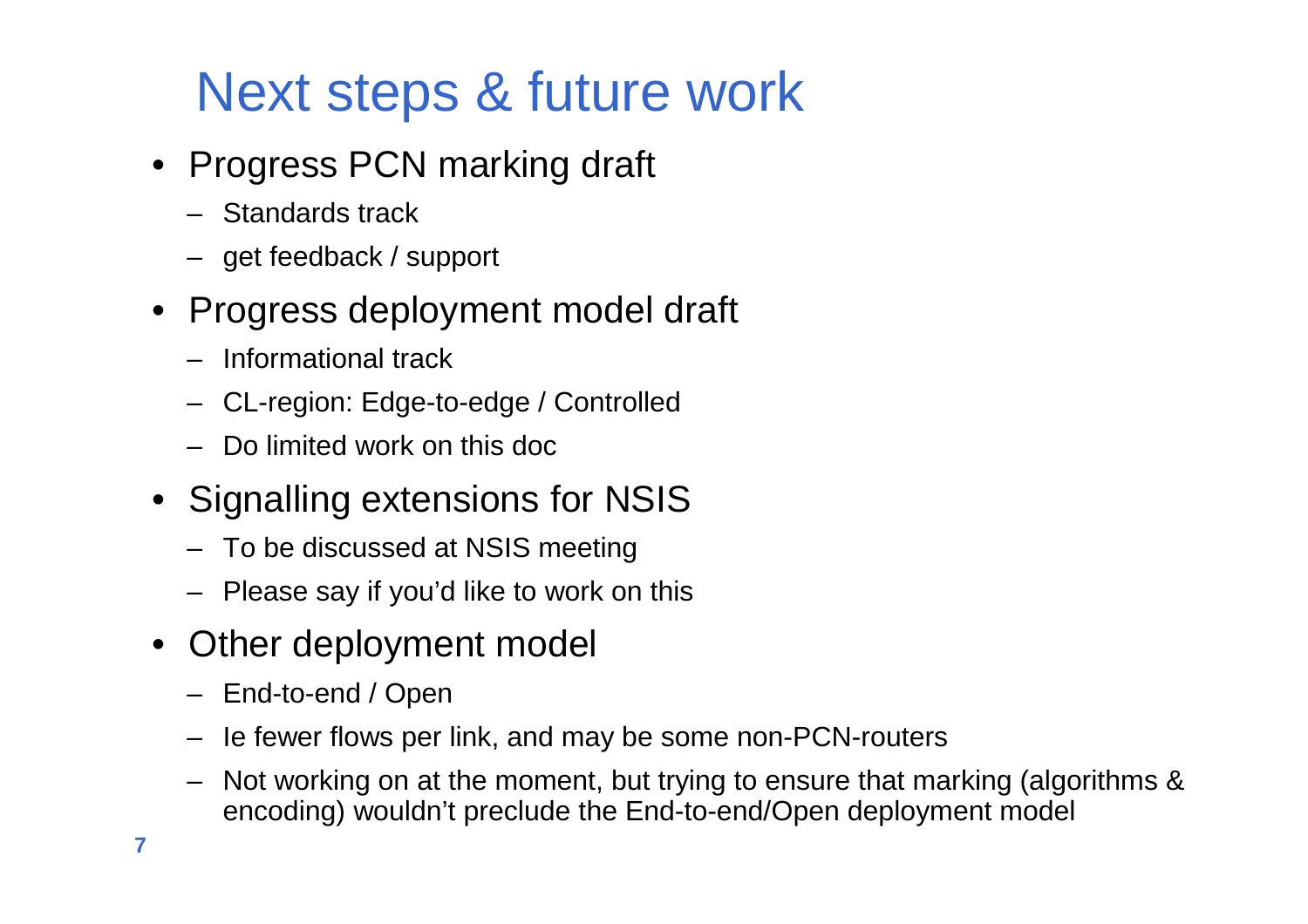# Next steps & future work

- Progress PCN marking draft
  - Standards track
  - get feedback / support
- Progress deployment model draft
  - Informational track
  - CL-region: Edge-to-edge / Controlled
  - Do limited work on this doc
- Signalling extensions for NSIS
  - To be discussed at NSIS meeting
  - Please say if you'd like to work on this
- Other deployment model
  - End-to-end / Open
  - Ie fewer flows per link, and may be some non-PCN-routers
  - Not working on at the moment, but trying to ensure that marking (algorithms & encoding) wouldn't preclude the End-to-end/Open deployment model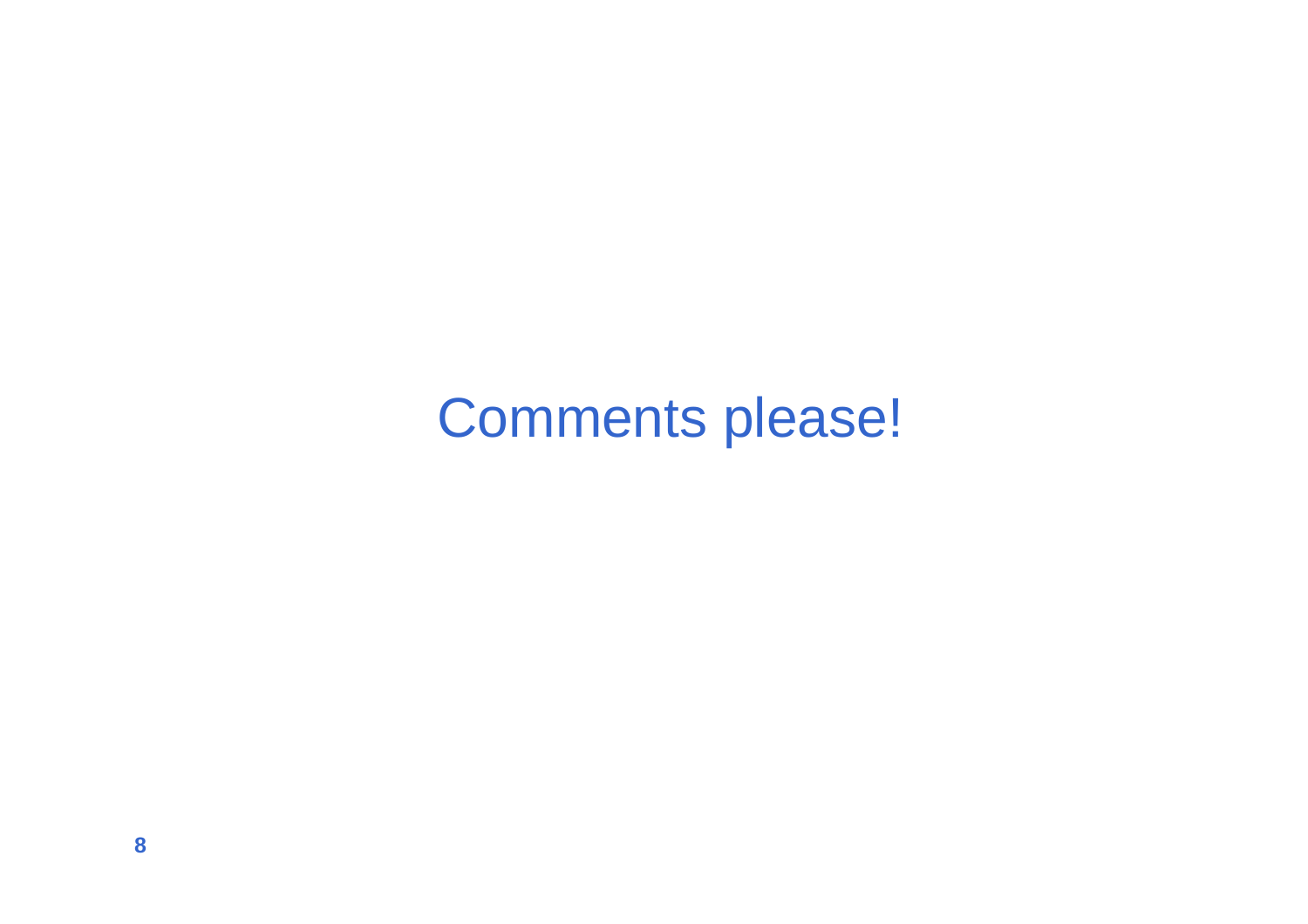Comments please!